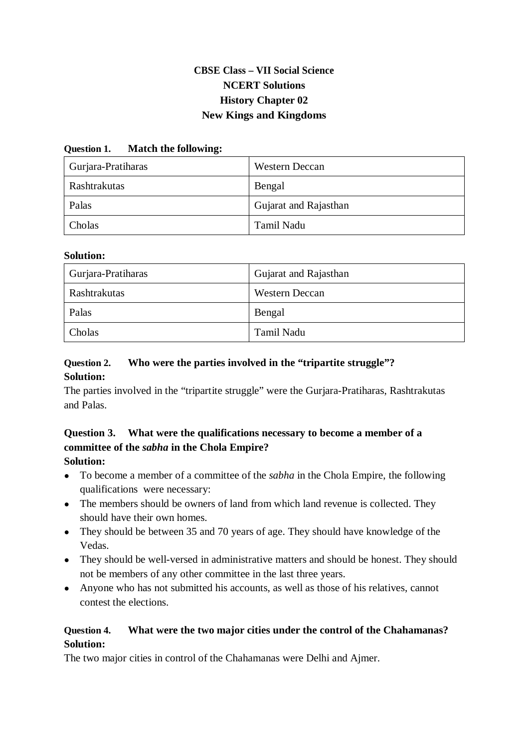**CBSE Class – VII Social Science**
**NCERT Solutions**
**History Chapter 02**
**New Kings and Kingdoms**

**Question 1. Match the following:**

| Gurjara-Pratiharas | Western Deccan |
|---|---|
| Rashtrakutas | Bengal |
| Palas | Gujarat and Rajasthan |
| Cholas | Tamil Nadu |

**Solution:**

| Gurjara-Pratiharas | Gujarat and Rajasthan |
|---|---|
| Rashtrakutas | Western Deccan |
| Palas | Bengal |
| Cholas | Tamil Nadu |

**Question 2. Who were the parties involved in the "tripartite struggle"?**
**Solution:**
The parties involved in the "tripartite struggle" were the Gurjara-Pratiharas, Rashtrakutas and Palas.

**Question 3. What were the qualifications necessary to become a member of a committee of the *sabha* in the Chola Empire?**
**Solution:**

- To become a member of a committee of the *sabha* in the Chola Empire, the following qualifications were necessary:
- The members should be owners of land from which land revenue is collected. They should have their own homes.
- They should be between 35 and 70 years of age. They should have knowledge of the Vedas.
- They should be well-versed in administrative matters and should be honest. They should not be members of any other committee in the last three years.
- Anyone who has not submitted his accounts, as well as those of his relatives, cannot contest the elections.

**Question 4. What were the two major cities under the control of the Chahamanas?**
**Solution:**
The two major cities in control of the Chahamanas were Delhi and Ajmer.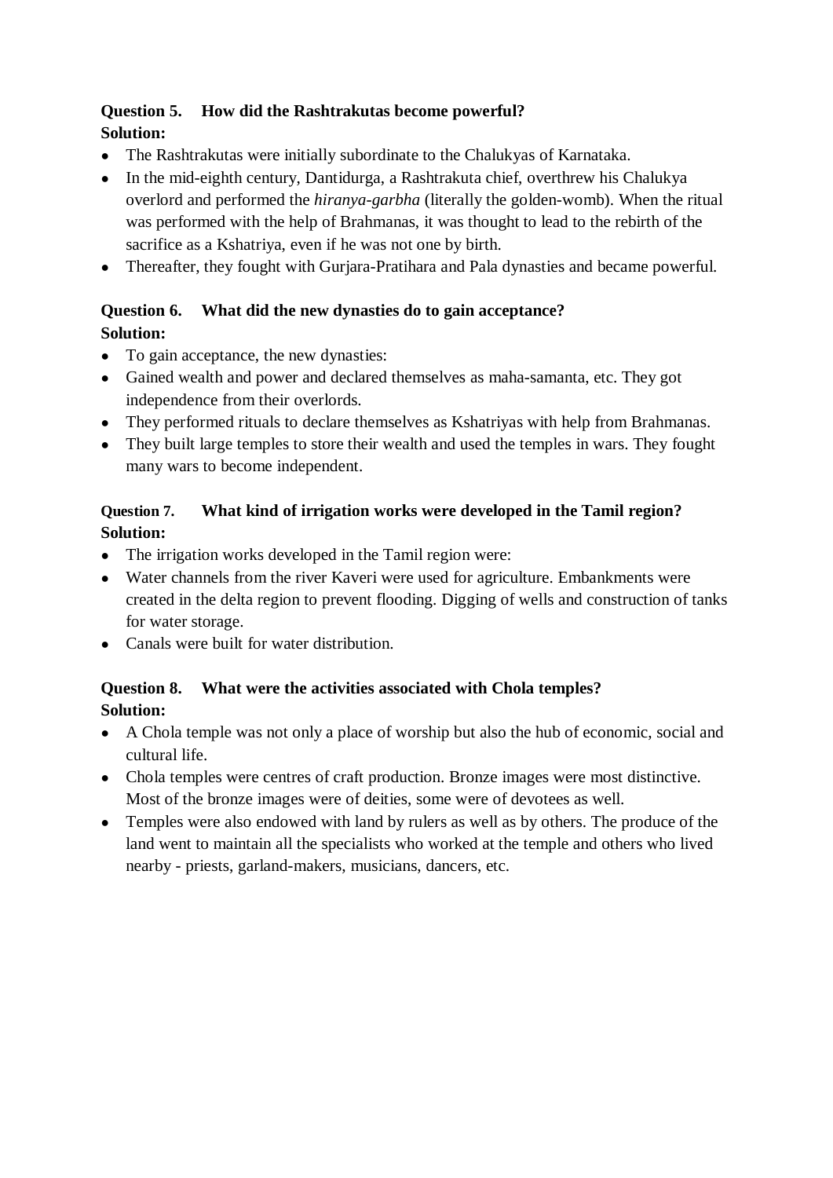**Question 5. How did the Rashtrakutas become powerful?**
**Solution:**

- The Rashtrakutas were initially subordinate to the Chalukyas of Karnataka.
- In the mid-eighth century, Dantidurga, a Rashtrakuta chief, overthrew his Chalukya overlord and performed the *hiranya-garbha* (literally the golden-womb). When the ritual was performed with the help of Brahmanas, it was thought to lead to the rebirth of the sacrifice as a Kshatriya, even if he was not one by birth.
- Thereafter, they fought with Gurjara-Pratihara and Pala dynasties and became powerful.

**Question 6. What did the new dynasties do to gain acceptance?**
**Solution:**

- To gain acceptance, the new dynasties:
- Gained wealth and power and declared themselves as maha-samanta, etc. They got independence from their overlords.
- They performed rituals to declare themselves as Kshatriyas with help from Brahmanas.
- They built large temples to store their wealth and used the temples in wars. They fought many wars to become independent.

**Question 7. What kind of irrigation works were developed in the Tamil region?**
**Solution:**

- The irrigation works developed in the Tamil region were:
- Water channels from the river Kaveri were used for agriculture. Embankments were created in the delta region to prevent flooding. Digging of wells and construction of tanks for water storage.
- Canals were built for water distribution.

**Question 8. What were the activities associated with Chola temples?**
**Solution:**

- A Chola temple was not only a place of worship but also the hub of economic, social and cultural life.
- Chola temples were centres of craft production. Bronze images were most distinctive. Most of the bronze images were of deities, some were of devotees as well.
- Temples were also endowed with land by rulers as well as by others. The produce of the land went to maintain all the specialists who worked at the temple and others who lived nearby - priests, garland-makers, musicians, dancers, etc.